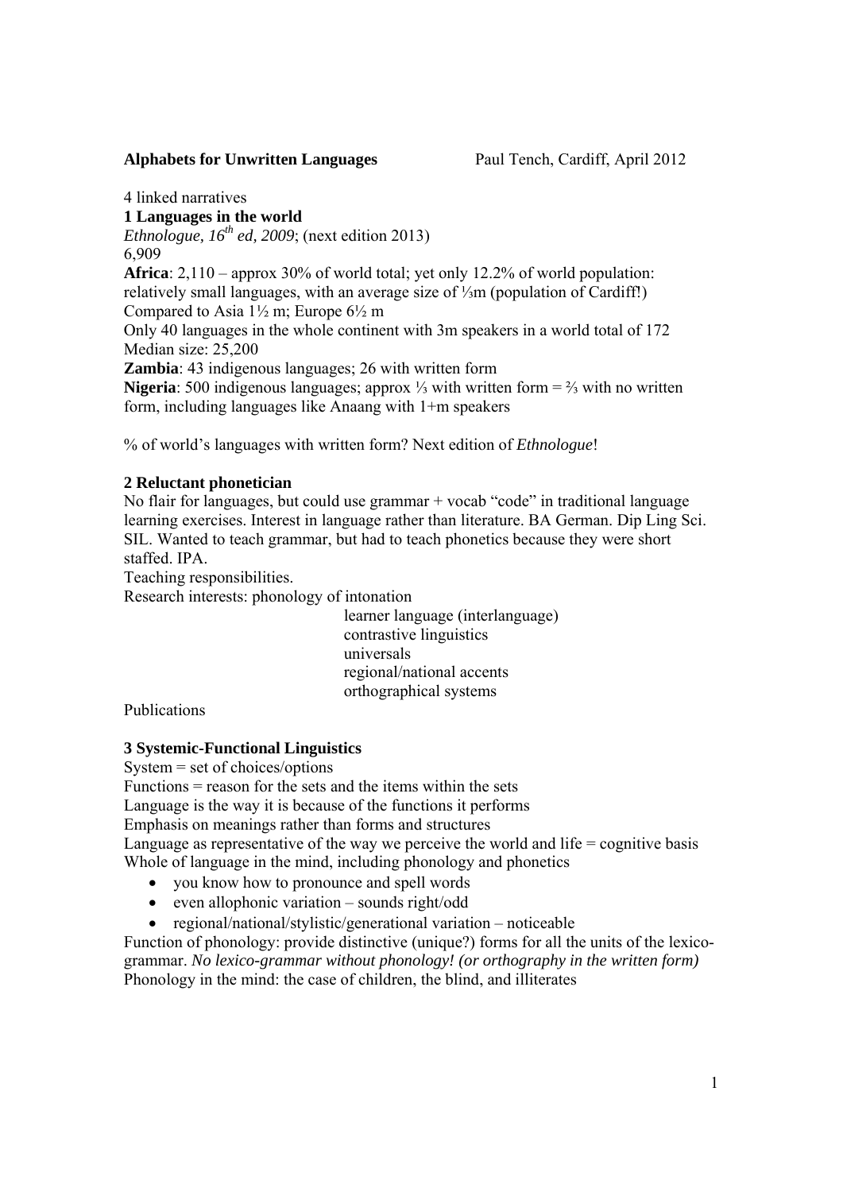**Alphabets for Unwritten Languages** Paul Tench, Cardiff, April 2012

4 linked narratives

**1 Languages in the world**

*Ethnologue, 16th ed, 2009*; (next edition 2013)

6,909

**Africa**: 2,110 – approx 30% of world total; yet only 12.2% of world population: relatively small languages, with an average size of ⅓m (population of Cardiff!)

Compared to Asia 1½ m; Europe 6½ m

Only 40 languages in the whole continent with 3m speakers in a world total of 172

Median size: 25,200

**Zambia**: 43 indigenous languages; 26 with written form

**Nigeria**: 500 indigenous languages; approx ⅓ with written form = ⅔ with no written form, including languages like Anaang with 1+m speakers

% of world's languages with written form? Next edition of *Ethnologue*!

**2 Reluctant phonetician**

No flair for languages, but could use grammar + vocab "code" in traditional language learning exercises. Interest in language rather than literature. BA German. Dip Ling Sci. SIL. Wanted to teach grammar, but had to teach phonetics because they were short staffed. IPA.

Teaching responsibilities.

Research interests: phonology of intonation
learner language (interlanguage)
contrastive linguistics
universals
regional/national accents
orthographical systems

Publications

**3 Systemic-Functional Linguistics**

System = set of choices/options

Functions = reason for the sets and the items within the sets

Language is the way it is because of the functions it performs

Emphasis on meanings rather than forms and structures

Language as representative of the way we perceive the world and life = cognitive basis

Whole of language in the mind, including phonology and phonetics

- you know how to pronounce and spell words
- even allophonic variation – sounds right/odd
- regional/national/stylistic/generational variation – noticeable

Function of phonology: provide distinctive (unique?) forms for all the units of the lexico-grammar. *No lexico-grammar without phonology! (or orthography in the written form)*

Phonology in the mind: the case of children, the blind, and illiterates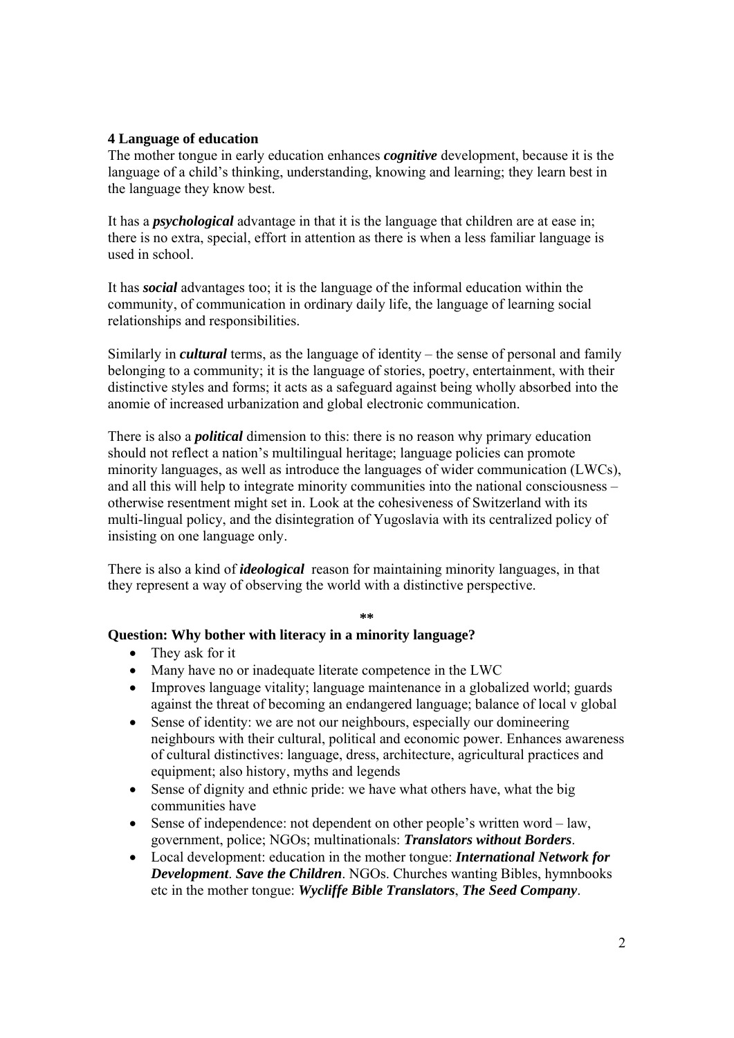## 4 Language of education

The mother tongue in early education enhances ***cognitive*** development, because it is the language of a child's thinking, understanding, knowing and learning; they learn best in the language they know best.

It has a ***psychological*** advantage in that it is the language that children are at ease in; there is no extra, special, effort in attention as there is when a less familiar language is used in school.

It has ***social*** advantages too; it is the language of the informal education within the community, of communication in ordinary daily life, the language of learning social relationships and responsibilities.

Similarly in ***cultural*** terms, as the language of identity – the sense of personal and family belonging to a community; it is the language of stories, poetry, entertainment, with their distinctive styles and forms; it acts as a safeguard against being wholly absorbed into the anomie of increased urbanization and global electronic communication.

There is also a ***political*** dimension to this: there is no reason why primary education should not reflect a nation's multilingual heritage; language policies can promote minority languages, as well as introduce the languages of wider communication (LWCs), and all this will help to integrate minority communities into the national consciousness – otherwise resentment might set in. Look at the cohesiveness of Switzerland with its multi-lingual policy, and the disintegration of Yugoslavia with its centralized policy of insisting on one language only.

There is also a kind of ***ideological*** reason for maintaining minority languages, in that they represent a way of observing the world with a distinctive perspective.

**

**Question: Why bother with literacy in a minority language?**

- They ask for it
- Many have no or inadequate literate competence in the LWC
- Improves language vitality; language maintenance in a globalized world; guards against the threat of becoming an endangered language; balance of local v global
- Sense of identity: we are not our neighbours, especially our domineering neighbours with their cultural, political and economic power. Enhances awareness of cultural distinctives: language, dress, architecture, agricultural practices and equipment; also history, myths and legends
- Sense of dignity and ethnic pride: we have what others have, what the big communities have
- Sense of independence: not dependent on other people's written word – law, government, police; NGOs; multinationals: ***Translators without Borders***.
- Local development: education in the mother tongue: ***International Network for Development***. ***Save the Children***. NGOs. Churches wanting Bibles, hymnbooks etc in the mother tongue: ***Wycliffe Bible Translators***, ***The Seed Company***.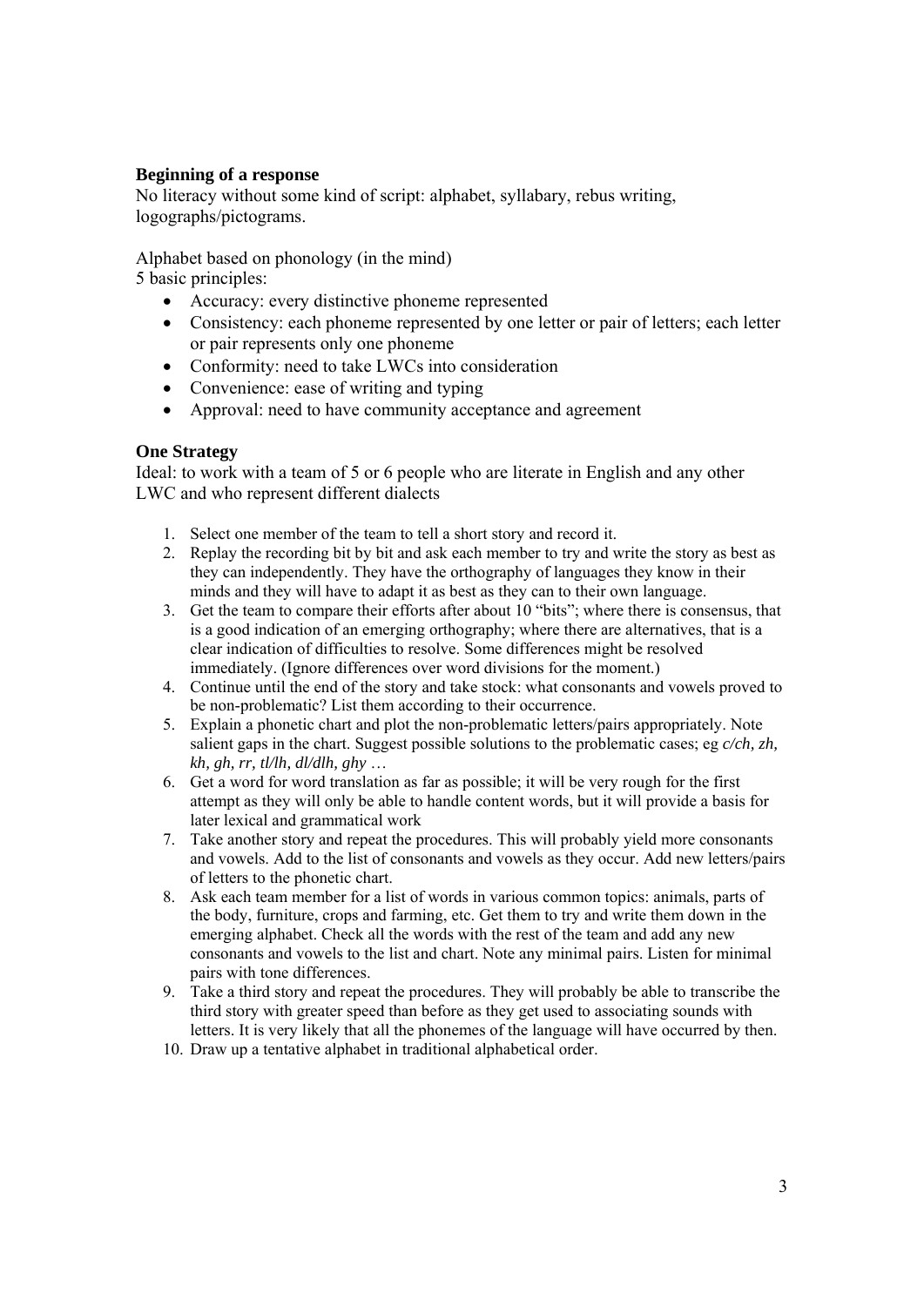**Beginning of a response**

No literacy without some kind of script: alphabet, syllabary, rebus writing, logographs/pictograms.

Alphabet based on phonology (in the mind)

5 basic principles:

- Accuracy: every distinctive phoneme represented
- Consistency: each phoneme represented by one letter or pair of letters; each letter or pair represents only one phoneme
- Conformity: need to take LWCs into consideration
- Convenience: ease of writing and typing
- Approval: need to have community acceptance and agreement

**One Strategy**

Ideal: to work with a team of 5 or 6 people who are literate in English and any other LWC and who represent different dialects

1. Select one member of the team to tell a short story and record it.
2. Replay the recording bit by bit and ask each member to try and write the story as best as they can independently. They have the orthography of languages they know in their minds and they will have to adapt it as best as they can to their own language.
3. Get the team to compare their efforts after about 10 "bits"; where there is consensus, that is a good indication of an emerging orthography; where there are alternatives, that is a clear indication of difficulties to resolve. Some differences might be resolved immediately. (Ignore differences over word divisions for the moment.)
4. Continue until the end of the story and take stock: what consonants and vowels proved to be non-problematic? List them according to their occurrence.
5. Explain a phonetic chart and plot the non-problematic letters/pairs appropriately. Note salient gaps in the chart. Suggest possible solutions to the problematic cases; eg *c/ch, zh, kh, gh, rr, tl/lh, dl/dlh, ghy …*
6. Get a word for word translation as far as possible; it will be very rough for the first attempt as they will only be able to handle content words, but it will provide a basis for later lexical and grammatical work
7. Take another story and repeat the procedures. This will probably yield more consonants and vowels. Add to the list of consonants and vowels as they occur. Add new letters/pairs of letters to the phonetic chart.
8. Ask each team member for a list of words in various common topics: animals, parts of the body, furniture, crops and farming, etc. Get them to try and write them down in the emerging alphabet. Check all the words with the rest of the team and add any new consonants and vowels to the list and chart. Note any minimal pairs. Listen for minimal pairs with tone differences.
9. Take a third story and repeat the procedures. They will probably be able to transcribe the third story with greater speed than before as they get used to associating sounds with letters. It is very likely that all the phonemes of the language will have occurred by then.
10. Draw up a tentative alphabet in traditional alphabetical order.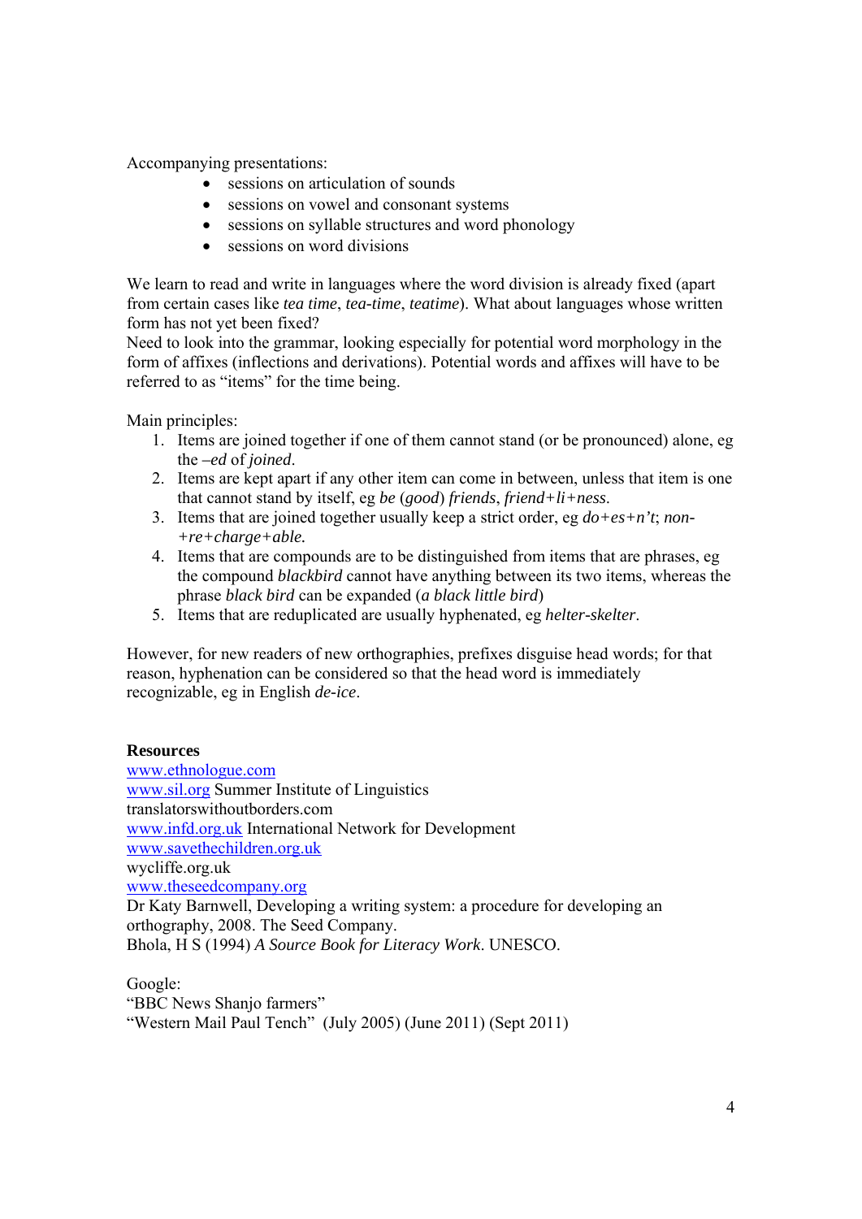Accompanying presentations:

- sessions on articulation of sounds
- sessions on vowel and consonant systems
- sessions on syllable structures and word phonology
- sessions on word divisions

We learn to read and write in languages where the word division is already fixed (apart from certain cases like *tea time*, *tea-time*, *teatime*). What about languages whose written form has not yet been fixed?
Need to look into the grammar, looking especially for potential word morphology in the form of affixes (inflections and derivations). Potential words and affixes will have to be referred to as "items" for the time being.

Main principles:

1. Items are joined together if one of them cannot stand (or be pronounced) alone, eg the *–ed* of *joined*.
2. Items are kept apart if any other item can come in between, unless that item is one that cannot stand by itself, eg *be* (*good*) *friends*, *friend+li+ness*.
3. Items that are joined together usually keep a strict order, eg *do+es+n't*; *non-+re+charge+able.*
4. Items that are compounds are to be distinguished from items that are phrases, eg the compound *blackbird* cannot have anything between its two items, whereas the phrase *black bird* can be expanded (*a black little bird*)
5. Items that are reduplicated are usually hyphenated, eg *helter-skelter*.

However, for new readers of new orthographies, prefixes disguise head words; for that reason, hyphenation can be considered so that the head word is immediately recognizable, eg in English *de-ice*.

**Resources**
www.ethnologue.com
www.sil.org Summer Institute of Linguistics
translatorswithoutborders.com
www.infd.org.uk International Network for Development
www.savethechildren.org.uk
wycliffe.org.uk
www.theseedcompany.org
Dr Katy Barnwell, Developing a writing system: a procedure for developing an orthography, 2008. The Seed Company.
Bhola, H S (1994) *A Source Book for Literacy Work*. UNESCO.

Google:
"BBC News Shanjo farmers"
"Western Mail Paul Tench" (July 2005) (June 2011) (Sept 2011)